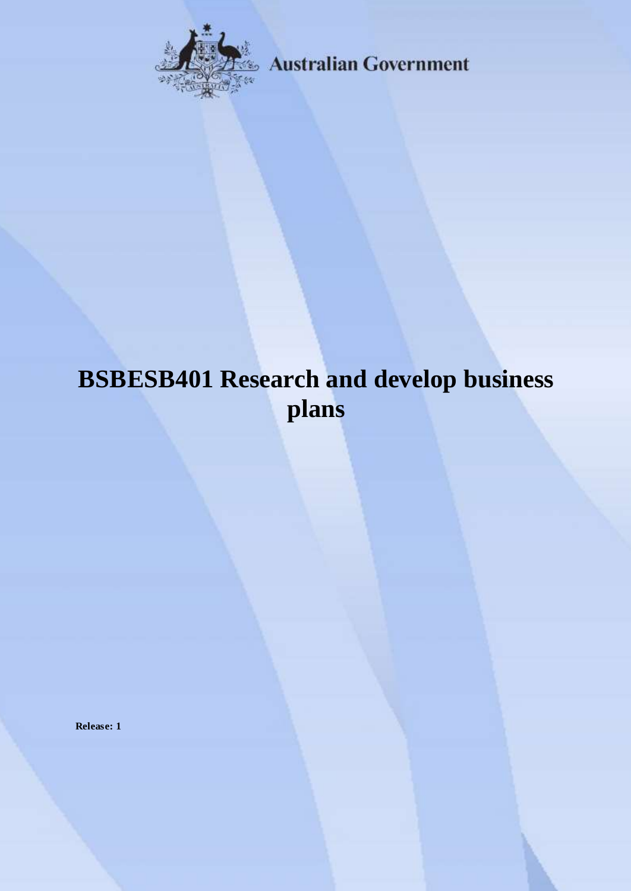Australian Government

# BSBESB401 Research and develop business plans

**Release: 1**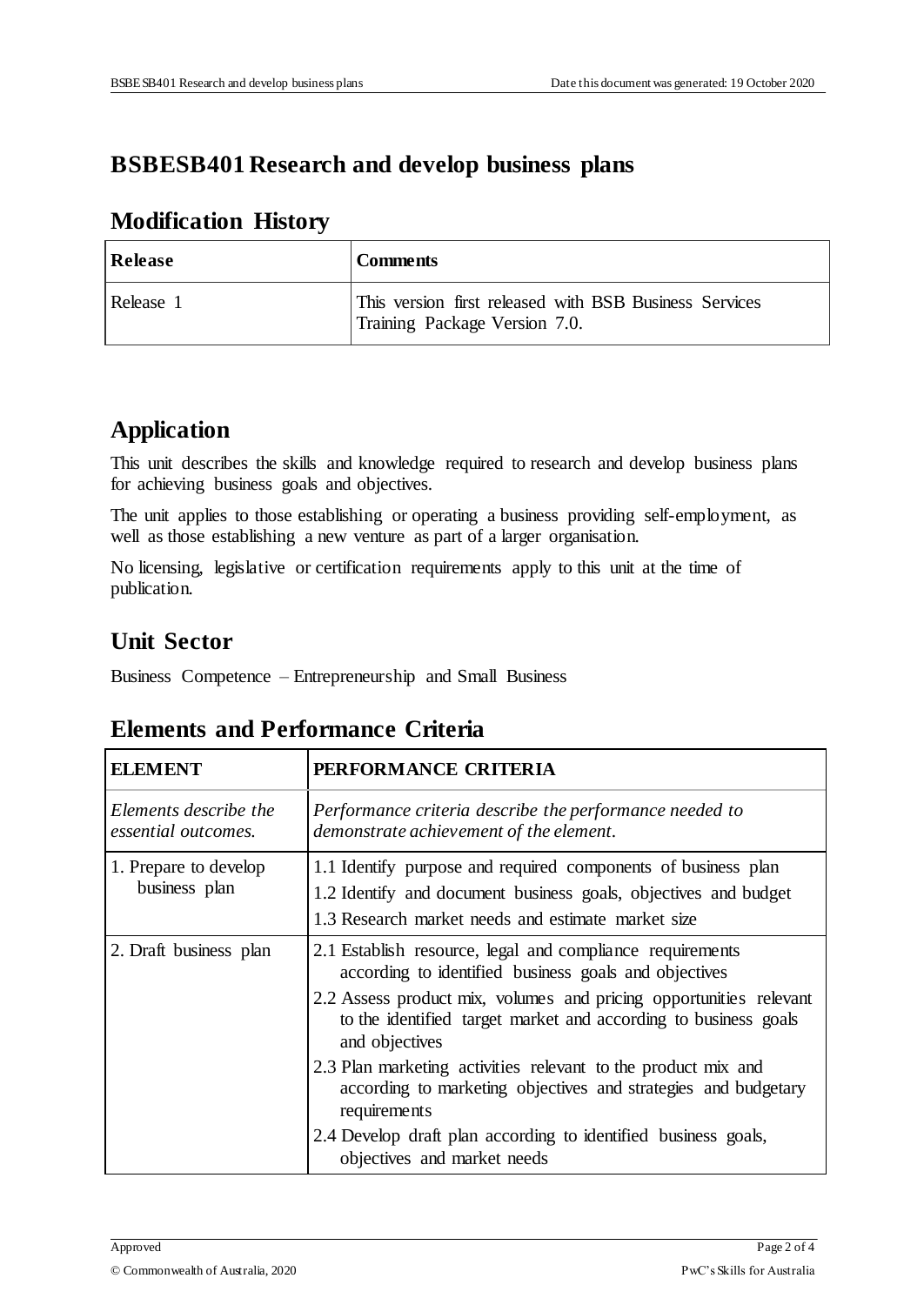# BSBESB401 Research and develop business plans

## Modification History

| Release | Comments |
| --- | --- |
| Release 1 | This version first released with BSB Business Services Training Package Version 7.0. |

## Application

This unit describes the skills and knowledge required to research and develop business plans for achieving business goals and objectives.

The unit applies to those establishing or operating a business providing self-employment, as well as those establishing a new venture as part of a larger organisation.

No licensing, legislative or certification requirements apply to this unit at the time of publication.

## Unit Sector

Business Competence – Entrepreneurship and Small Business

## Elements and Performance Criteria

| ELEMENT | PERFORMANCE CRITERIA |
| --- | --- |
| *Elements describe the essential outcomes.* | *Performance criteria describe the performance needed to demonstrate achievement of the element.* |
| 1. Prepare to develop business plan | 1.1 Identify purpose and required components of business plan<br>1.2 Identify and document business goals, objectives and budget<br>1.3 Research market needs and estimate market size |
| 2. Draft business plan | 2.1 Establish resource, legal and compliance requirements according to identified business goals and objectives<br>2.2 Assess product mix, volumes and pricing opportunities relevant to the identified target market and according to business goals and objectives<br>2.3 Plan marketing activities relevant to the product mix and according to marketing objectives and strategies and budgetary requirements<br>2.4 Develop draft plan according to identified business goals, objectives and market needs |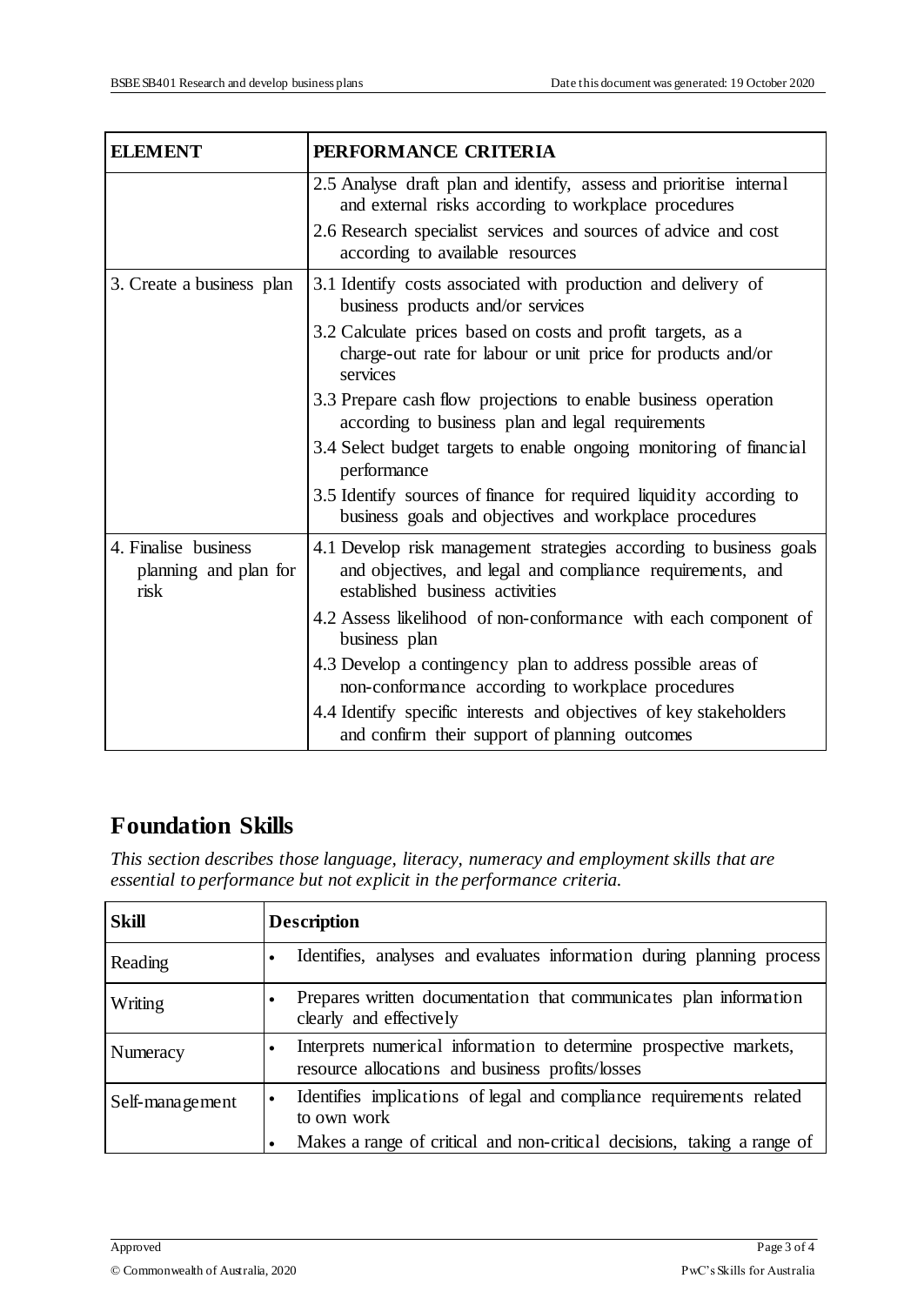| ELEMENT | PERFORMANCE CRITERIA |
|---|---|
| | 2.5 Analyse draft plan and identify, assess and prioritise internal and external risks according to workplace procedures<br>2.6 Research specialist services and sources of advice and cost according to available resources |
| 3. Create a business plan | 3.1 Identify costs associated with production and delivery of business products and/or services<br>3.2 Calculate prices based on costs and profit targets, as a charge-out rate for labour or unit price for products and/or services<br>3.3 Prepare cash flow projections to enable business operation according to business plan and legal requirements<br>3.4 Select budget targets to enable ongoing monitoring of financial performance<br>3.5 Identify sources of finance for required liquidity according to business goals and objectives and workplace procedures |
| 4. Finalise business planning and plan for risk | 4.1 Develop risk management strategies according to business goals and objectives, and legal and compliance requirements, and established business activities<br>4.2 Assess likelihood of non-conformance with each component of business plan<br>4.3 Develop a contingency plan to address possible areas of non-conformance according to workplace procedures<br>4.4 Identify specific interests and objectives of key stakeholders and confirm their support of planning outcomes |

## Foundation Skills

*This section describes those language, literacy, numeracy and employment skills that are essential to performance but not explicit in the performance criteria.*

| Skill | Description |
|---|---|
| Reading | • Identifies, analyses and evaluates information during planning process |
| Writing | • Prepares written documentation that communicates plan information clearly and effectively |
| Numeracy | • Interprets numerical information to determine prospective markets, resource allocations and business profits/losses |
| Self-management | • Identifies implications of legal and compliance requirements related to own work<br>• Makes a range of critical and non-critical decisions, taking a range of |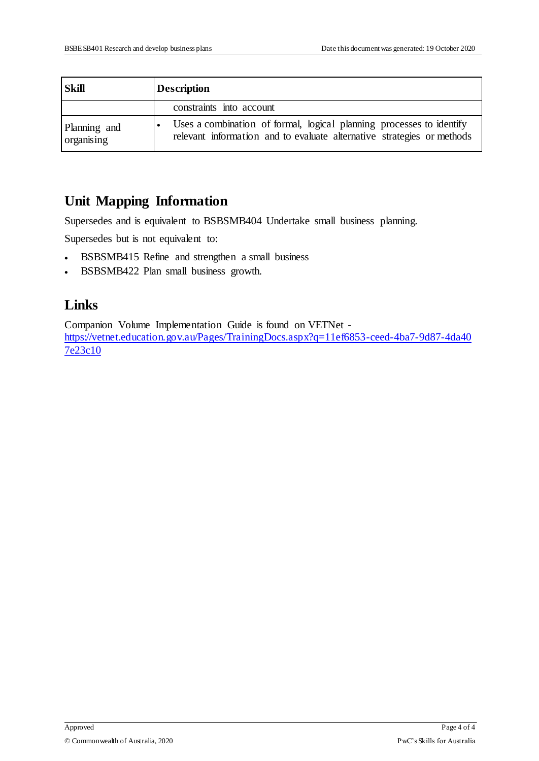| Skill | Description |
|---|---|
| | constraints into account |
| Planning and organising | • Uses a combination of formal, logical planning processes to identify relevant information and to evaluate alternative strategies or methods |

## Unit Mapping Information

Supersedes and is equivalent to BSBSMB404 Undertake small business planning.

Supersedes but is not equivalent to:

- BSBSMB415 Refine and strengthen a small business
- BSBSMB422 Plan small business growth.

## Links

Companion Volume Implementation Guide is found on VETNet - [https://vetnet.education.gov.au/Pages/TrainingDocs.aspx?q=11ef6853-ceed-4ba7-9d87-4da407e23c10](https://vetnet.education.gov.au/Pages/TrainingDocs.aspx?q=11ef6853-ceed-4ba7-9d87-4da407e23c10)